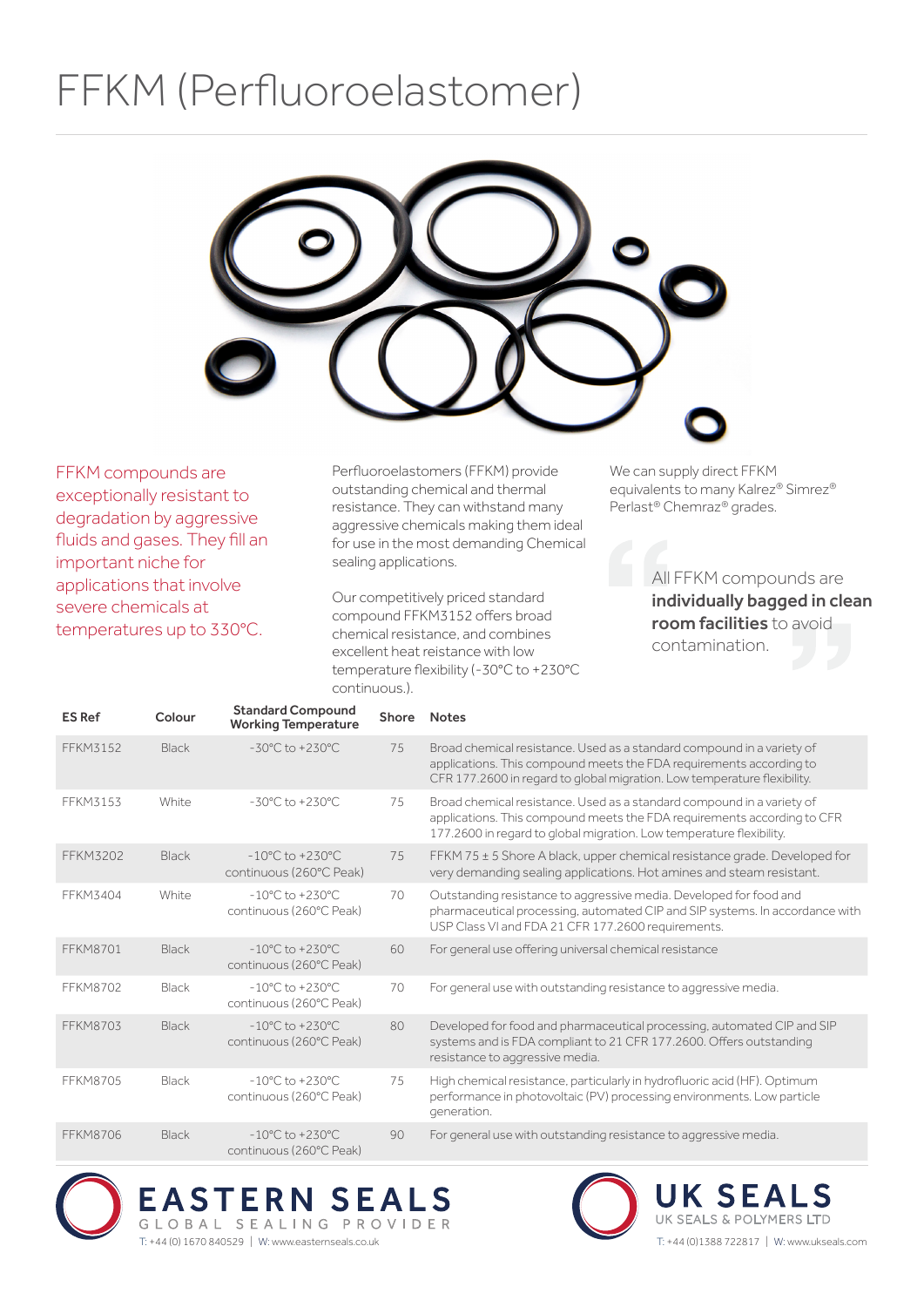# FFKM (Perfluoroelastomer)

FFKM compounds are exceptionally resistant to degradation by aggressive fluids and gases. They fill an important niche for applications that involve severe chemicals at temperatures up to 330°C.

Perfluoroelastomers (FFKM) provide outstanding chemical and thermal resistance. They can withstand many aggressive chemicals making them ideal for use in the most demanding Chemical sealing applications.

Our competitively priced standard compound FFKM3152 offers broad chemical resistance, and combines excellent heat resistance with low temperature flexibility (-30°C to +230°C continuous.).

We can supply direct FFKM equivalents to many Kalrez® Simrez® Perlast® Chemraz® grades.

> All FFKM compounds are **individually bagged in clean room facilities** to avoid contamination.

| ES Ref | Colour | Standard Compound Working Temperature | Shore | Notes |
|---|---|---|---|---|
| FFKM3152 | Black | -30°C to +230°C | 75 | Broad chemical resistance. Used as a standard compound in a variety of applications. This compound meets the FDA requirements according to CFR 177.2600 in regard to global migration. Low temperature flexibility. |
| FFKM3153 | White | -30°C to +230°C | 75 | Broad chemical resistance. Used as a standard compound in a variety of applications. This compound meets the FDA requirements according to CFR 177.2600 in regard to global migration. Low temperature flexibility. |
| FFKM3202 | Black | -10°C to +230°C continuous (260°C Peak) | 75 | FFKM 75 ± 5 Shore A black, upper chemical resistance grade. Developed for very demanding sealing applications. Hot amines and steam resistant. |
| FFKM3404 | White | -10°C to +230°C continuous (260°C Peak) | 70 | Outstanding resistance to aggressive media. Developed for food and pharmaceutical processing, automated CIP and SIP systems. In accordance with USP Class VI and FDA 21 CFR 177.2600 requirements. |
| FFKM8701 | Black | -10°C to +230°C continuous (260°C Peak) | 60 | For general use offering universal chemical resistance |
| FFKM8702 | Black | -10°C to +230°C continuous (260°C Peak) | 70 | For general use with outstanding resistance to aggressive media. |
| FFKM8703 | Black | -10°C to +230°C continuous (260°C Peak) | 80 | Developed for food and pharmaceutical processing, automated CIP and SIP systems and is FDA compliant to 21 CFR 177.2600. Offers outstanding resistance to aggressive media. |
| FFKM8705 | Black | -10°C to +230°C continuous (260°C Peak) | 75 | High chemical resistance, particularly in hydrofluoric acid (HF). Optimum performance in photovoltaic (PV) processing environments. Low particle generation. |
| FFKM8706 | Black | -10°C to +230°C continuous (260°C Peak) | 90 | For general use with outstanding resistance to aggressive media. |

**EASTERN SEALS** GLOBAL SEALING PROVIDER
T: +44 (0) 1670 840529 | W: www.easternseals.co.uk

**UK SEALS** UK SEALS & POLYMERS LTD
T: +44 (0)1388 722817 | W: www.ukseals.com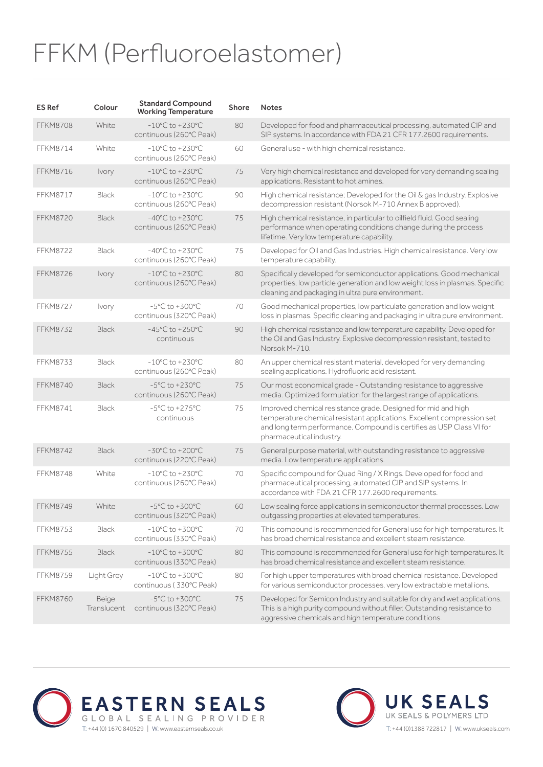# FFKM (Perfluoroelastomer)

| ES Ref | Colour | Standard Compound Working Temperature | Shore | Notes |
|---|---|---|---|---|
| FFKM8708 | White | -10°C to +230°C continuous (260°C Peak) | 80 | Developed for food and pharmaceutical processing, automated CIP and SIP systems. In accordance with FDA 21 CFR 177.2600 requirements. |
| FFKM8714 | White | -10°C to +230°C continuous (260°C Peak) | 60 | General use - with high chemical resistance. |
| FFKM8716 | Ivory | -10°C to +230°C continuous (260°C Peak) | 75 | Very high chemical resistance and developed for very demanding sealing applications. Resistant to hot amines. |
| FFKM8717 | Black | -10°C to +230°C continuous (260°C Peak) | 90 | High chemical resistance; Developed for the Oil & gas Industry. Explosive decompression resistant (Norsok M-710 Annex B approved). |
| FFKM8720 | Black | -40°C to +230°C continuous (260°C Peak) | 75 | High chemical resistance, in particular to oilfield fluid. Good sealing performance when operating conditions change during the process lifetime. Very low temperature capability. |
| FFKM8722 | Black | -40°C to +230°C continuous (260°C Peak) | 75 | Developed for Oil and Gas Industries. High chemical resistance. Very low temperature capability. |
| FFKM8726 | Ivory | -10°C to +230°C continuous (260°C Peak) | 80 | Specifically developed for semiconductor applications. Good mechanical properties, low particle generation and low weight loss in plasmas. Specific cleaning and packaging in ultra pure environment. |
| FFKM8727 | Ivory | -5°C to +300°C continuous (320°C Peak) | 70 | Good mechanical properties, low particulate generation and low weight loss in plasmas. Specific cleaning and packaging in ultra pure environment. |
| FFKM8732 | Black | -45°C to +250°C continuous | 90 | High chemical resistance and low temperature capability. Developed for the Oil and Gas Industry. Explosive decompression resistant, tested to Norsok M-710. |
| FFKM8733 | Black | -10°C to +230°C continuous (260°C Peak) | 80 | An upper chemical resistant material, developed for very demanding sealing applications. Hydrofluoric acid resistant. |
| FFKM8740 | Black | -5°C to +230°C continuous (260°C Peak) | 75 | Our most economical grade - Outstanding resistance to aggressive media. Optimized formulation for the largest range of applications. |
| FFKM8741 | Black | -5°C to +275°C continuous | 75 | Improved chemical resistance grade. Designed for mid and high temperature chemical resistant applications. Excellent compression set and long term performance. Compound is certifies as USP Class VI for pharmaceutical industry. |
| FFKM8742 | Black | -30°C to +200°C continuous (220°C Peak) | 75 | General purpose material, with outstanding resistance to aggressive media. Low temperature applications. |
| FFKM8748 | White | -10°C to +230°C continuous (260°C Peak) | 70 | Specific compound for Quad Ring / X Rings. Developed for food and pharmaceutical processing, automated CIP and SIP systems. In accordance with FDA 21 CFR 177.2600 requirements. |
| FFKM8749 | White | -5°C to +300°C continuous (320°C Peak) | 60 | Low sealing force applications in semiconductor thermal processes. Low outgassing properties at elevated temperatures. |
| FFKM8753 | Black | -10°C to +300°C continuous (330°C Peak) | 70 | This compound is recommended for General use for high temperatures. It has broad chemical resistance and excellent steam resistance. |
| FFKM8755 | Black | -10°C to +300°C continuous (330°C Peak) | 80 | This compound is recommended for General use for high temperatures. It has broad chemical resistance and excellent steam resistance. |
| FFKM8759 | Light Grey | -10°C to +300°C continuous ( 330°C Peak) | 80 | For high upper temperatures with broad chemical resistance. Developed for various semiconductor processes, very low extractable metal ions. |
| FFKM8760 | Beige Translucent | -5°C to +300°C continuous (320°C Peak) | 75 | Developed for Semicon Industry and suitable for dry and wet applications. This is a high purity compound without filler. Outstanding resistance to aggressive chemicals and high temperature conditions. |

EASTERN SEALS
GLOBAL SEALING PROVIDER
T: +44 (0) 1670 840529 | W: www.easternseals.co.uk

UK SEALS
UK SEALS & POLYMERS LTD
T: +44 (0)1388 722817 | W: www.ukseals.com